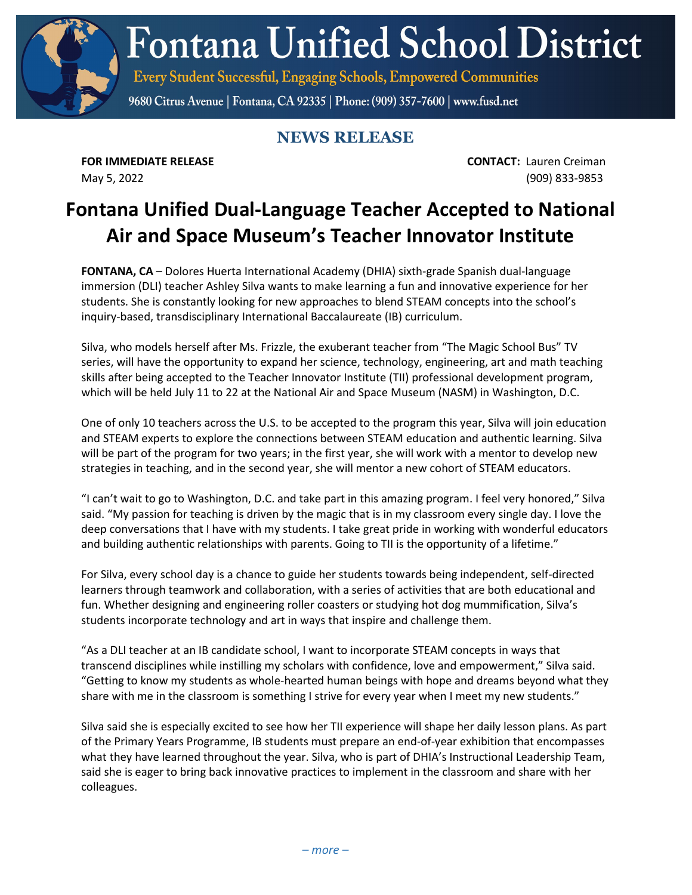# Fontana Unified School District

Every Student Successful, Engaging Schools, Empowered Communities

9680 Citrus Avenue | Fontana, CA 92335 | Phone: (909) 357-7600 | www.fusd.net

## NEWS RELEASE

**FOR IMMEDIATE RELEASE**
May 5, 2022

**CONTACT:** Lauren Creiman
(909) 833-9853

# Fontana Unified Dual-Language Teacher Accepted to National Air and Space Museum's Teacher Innovator Institute

**FONTANA, CA** – Dolores Huerta International Academy (DHIA) sixth-grade Spanish dual-language immersion (DLI) teacher Ashley Silva wants to make learning a fun and innovative experience for her students. She is constantly looking for new approaches to blend STEAM concepts into the school's inquiry-based, transdisciplinary International Baccalaureate (IB) curriculum.

Silva, who models herself after Ms. Frizzle, the exuberant teacher from "The Magic School Bus" TV series, will have the opportunity to expand her science, technology, engineering, art and math teaching skills after being accepted to the Teacher Innovator Institute (TII) professional development program, which will be held July 11 to 22 at the National Air and Space Museum (NASM) in Washington, D.C.

One of only 10 teachers across the U.S. to be accepted to the program this year, Silva will join education and STEAM experts to explore the connections between STEAM education and authentic learning. Silva will be part of the program for two years; in the first year, she will work with a mentor to develop new strategies in teaching, and in the second year, she will mentor a new cohort of STEAM educators.

"I can't wait to go to Washington, D.C. and take part in this amazing program. I feel very honored," Silva said. "My passion for teaching is driven by the magic that is in my classroom every single day. I love the deep conversations that I have with my students. I take great pride in working with wonderful educators and building authentic relationships with parents. Going to TII is the opportunity of a lifetime."

For Silva, every school day is a chance to guide her students towards being independent, self-directed learners through teamwork and collaboration, with a series of activities that are both educational and fun. Whether designing and engineering roller coasters or studying hot dog mummification, Silva's students incorporate technology and art in ways that inspire and challenge them.

"As a DLI teacher at an IB candidate school, I want to incorporate STEAM concepts in ways that transcend disciplines while instilling my scholars with confidence, love and empowerment," Silva said. "Getting to know my students as whole-hearted human beings with hope and dreams beyond what they share with me in the classroom is something I strive for every year when I meet my new students."

Silva said she is especially excited to see how her TII experience will shape her daily lesson plans. As part of the Primary Years Programme, IB students must prepare an end-of-year exhibition that encompasses what they have learned throughout the year. Silva, who is part of DHIA's Instructional Leadership Team, said she is eager to bring back innovative practices to implement in the classroom and share with her colleagues.

*– more –*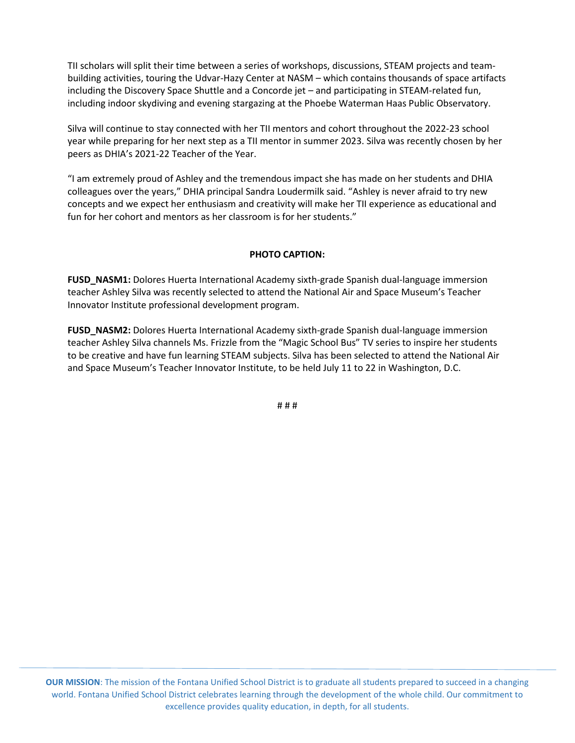TII scholars will split their time between a series of workshops, discussions, STEAM projects and team-building activities, touring the Udvar-Hazy Center at NASM – which contains thousands of space artifacts including the Discovery Space Shuttle and a Concorde jet – and participating in STEAM-related fun, including indoor skydiving and evening stargazing at the Phoebe Waterman Haas Public Observatory.

Silva will continue to stay connected with her TII mentors and cohort throughout the 2022-23 school year while preparing for her next step as a TII mentor in summer 2023. Silva was recently chosen by her peers as DHIA's 2021-22 Teacher of the Year.

"I am extremely proud of Ashley and the tremendous impact she has made on her students and DHIA colleagues over the years," DHIA principal Sandra Loudermilk said. "Ashley is never afraid to try new concepts and we expect her enthusiasm and creativity will make her TII experience as educational and fun for her cohort and mentors as her classroom is for her students."

**PHOTO CAPTION:**

**FUSD_NASM1:** Dolores Huerta International Academy sixth-grade Spanish dual-language immersion teacher Ashley Silva was recently selected to attend the National Air and Space Museum's Teacher Innovator Institute professional development program.

**FUSD_NASM2:** Dolores Huerta International Academy sixth-grade Spanish dual-language immersion teacher Ashley Silva channels Ms. Frizzle from the "Magic School Bus" TV series to inspire her students to be creative and have fun learning STEAM subjects. Silva has been selected to attend the National Air and Space Museum's Teacher Innovator Institute, to be held July 11 to 22 in Washington, D.C.

# # #

**OUR MISSION**: The mission of the Fontana Unified School District is to graduate all students prepared to succeed in a changing world. Fontana Unified School District celebrates learning through the development of the whole child. Our commitment to excellence provides quality education, in depth, for all students.